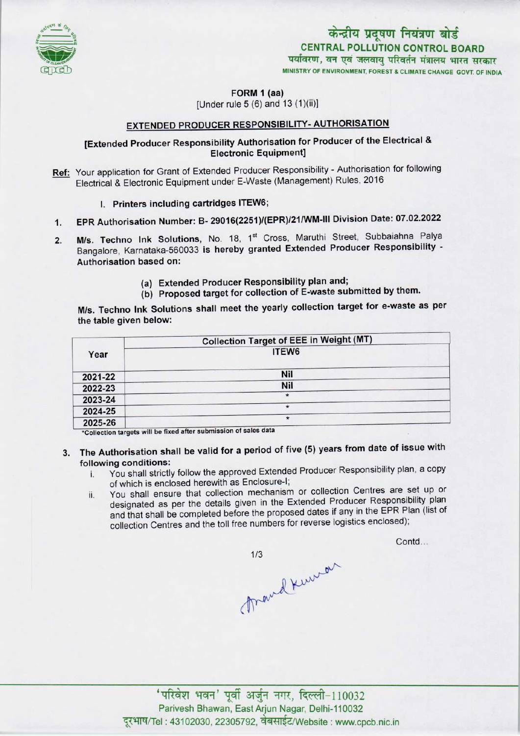केन्द्रीय प्रदूषण नियंत्रण बोर्ड
**CENTRAL POLLUTION CONTROL BOARD**
पर्यावरण, वन एवं जलवायु परिवर्तन मंत्रालय भारत सरकार
MINISTRY OF ENVIRONMENT, FOREST & CLIMATE CHANGE GOVT. OF INDIA

**FORM 1 (aa)**
[Under rule 5 (6) and 13 (1)(ii)]

## EXTENDED PRODUCER RESPONSIBILITY- AUTHORISATION

**[Extended Producer Responsibility Authorisation for Producer of the Electrical & Electronic Equipment]**

**Ref:** Your application for Grant of Extended Producer Responsibility - Authorisation for following Electrical & Electronic Equipment under E-Waste (Management) Rules, 2016

I. **Printers including cartridges ITEW6;**

1. **EPR Authorisation Number: B- 29016(2251)/(EPR)/21/WM-III Division Date: 07.02.2022**

2. **M/s. Techno Ink Solutions,** No. 18, 1st Cross, Maruthi Street, Subbaiahna Palya Bangalore, Karnataka-560033 **is hereby granted Extended Producer Responsibility - Authorisation based on:**

   (a) **Extended Producer Responsibility plan and;**
   (b) **Proposed target for collection of E-waste submitted by them.**

**M/s. Techno Ink Solutions shall meet the yearly collection target for e-waste as per the table given below:**

| Year | Collection Target of EEE in Weight (MT) |
|---|---|
| | ITEW6 |
| 2021-22 | Nil |
| 2022-23 | Nil |
| 2023-24 | * |
| 2024-25 | * |
| 2025-26 | * |

*Collection targets will be fixed after submission of sales data

3. **The Authorisation shall be valid for a period of five (5) years from date of issue with following conditions:**
   i. You shall strictly follow the approved Extended Producer Responsibility plan, a copy of which is enclosed herewith as Enclosure-I;
   ii. You shall ensure that collection mechanism or collection Centres are set up or designated as per the details given in the Extended Producer Responsibility plan and that shall be completed before the proposed dates if any in the EPR Plan (list of collection Centres and the toll free numbers for reverse logistics enclosed);

Contd...

'परिवेश भवन' पूर्वी अर्जुन नगर, दिल्ली-110032
Parivesh Bhawan, East Arjun Nagar, Delhi-110032
दूरभाष/Tel : 43102030, 22305792, वेबसाईट/Website : www.cpcb.nic.in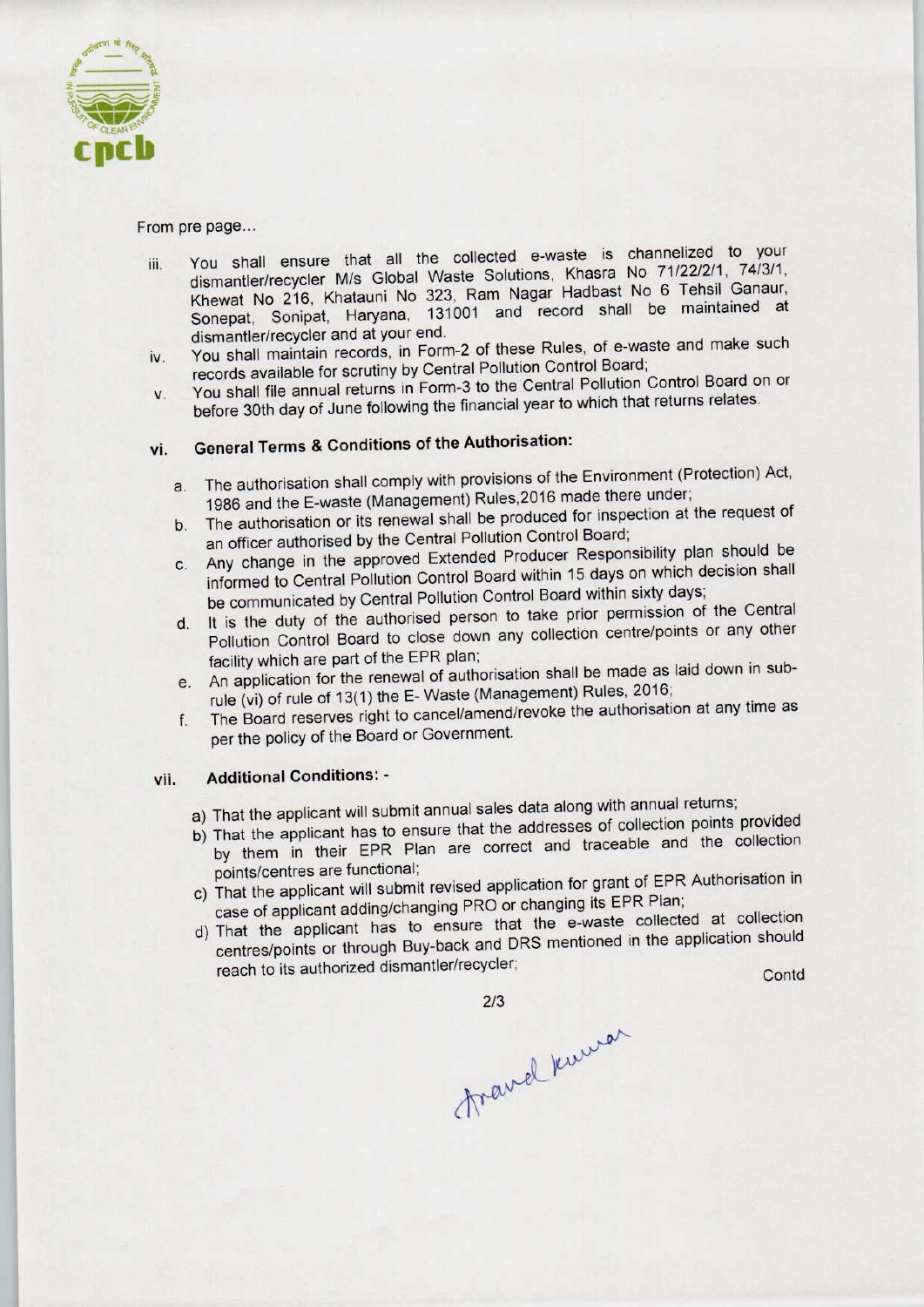From pre page...

iii. You shall ensure that all the collected e-waste is channelized to your dismantler/recycler M/s Global Waste Solutions, Khasra No 71/22/2/1, 74/3/1, Khewat No 216, Khatauni No 323, Ram Nagar Hadbast No 6 Tehsil Ganaur, Sonepat, Sonipat, Haryana, 131001 and record shall be maintained at dismantler/recycler and at your end.

iv. You shall maintain records, in Form-2 of these Rules, of e-waste and make such records available for scrutiny by Central Pollution Control Board;

v. You shall file annual returns in Form-3 to the Central Pollution Control Board on or before 30th day of June following the financial year to which that returns relates.

## vi. General Terms & Conditions of the Authorisation:

a. The authorisation shall comply with provisions of the Environment (Protection) Act, 1986 and the E-waste (Management) Rules,2016 made there under;

b. The authorisation or its renewal shall be produced for inspection at the request of an officer authorised by the Central Pollution Control Board;

c. Any change in the approved Extended Producer Responsibility plan should be informed to Central Pollution Control Board within 15 days on which decision shall be communicated by Central Pollution Control Board within sixty days;

d. It is the duty of the authorised person to take prior permission of the Central Pollution Control Board to close down any collection centre/points or any other facility which are part of the EPR plan;

e. An application for the renewal of authorisation shall be made as laid down in sub-rule (vi) of rule of 13(1) the E- Waste (Management) Rules, 2016;

f. The Board reserves right to cancel/amend/revoke the authorisation at any time as per the policy of the Board or Government.

## vii. Additional Conditions: -

a) That the applicant will submit annual sales data along with annual returns;

b) That the applicant has to ensure that the addresses of collection points provided by them in their EPR Plan are correct and traceable and the collection points/centres are functional;

c) That the applicant will submit revised application for grant of EPR Authorisation in case of applicant adding/changing PRO or changing its EPR Plan;

d) That the applicant has to ensure that the e-waste collected at collection centres/points or through Buy-back and DRS mentioned in the application should reach to its authorized dismantler/recycler;

Contd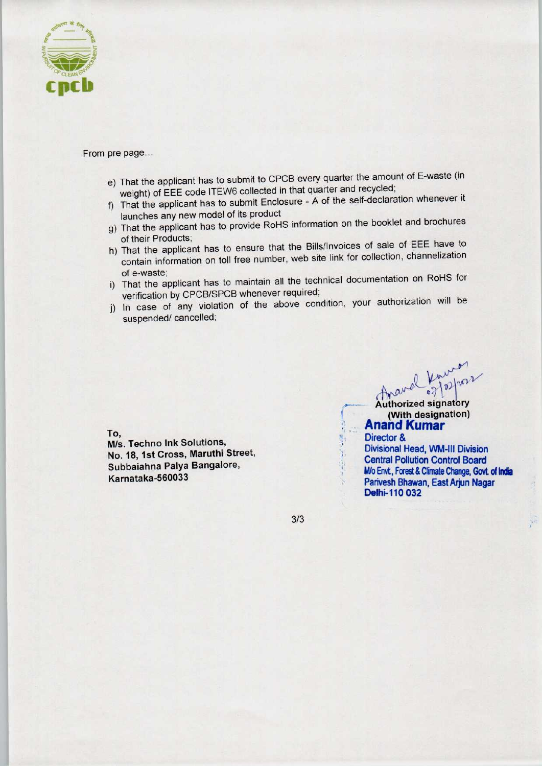From pre page...

e) That the applicant has to submit to CPCB every quarter the amount of E-waste (in weight) of EEE code ITEW6 collected in that quarter and recycled;
f) That the applicant has to submit Enclosure - A of the self-declaration whenever it launches any new model of its product
g) That the applicant has to provide RoHS information on the booklet and brochures of their Products;
h) That the applicant has to ensure that the Bills/Invoices of sale of EEE have to contain information on toll free number, web site link for collection, channelization of e-waste;
i) That the applicant has to maintain all the technical documentation on RoHS for verification by CPCB/SPCB whenever required;
j) In case of any violation of the above condition, your authorization will be suspended/ cancelled;

Anand Kumar
07/02/2022

**Authorized signatory**
**(With designation)**
**Anand Kumar**
Director &
Divisional Head, WM-III Division
Central Pollution Control Board
M/o Envt., Forest & Climate Change, Govt. of India
Parivesh Bhawan, East Arjun Nagar
Delhi-110 032

To,
**M/s. Techno Ink Solutions,**
**No. 18, 1st Cross, Maruthi Street,**
**Subbaiahna Palya Bangalore,**
**Karnataka-560033**